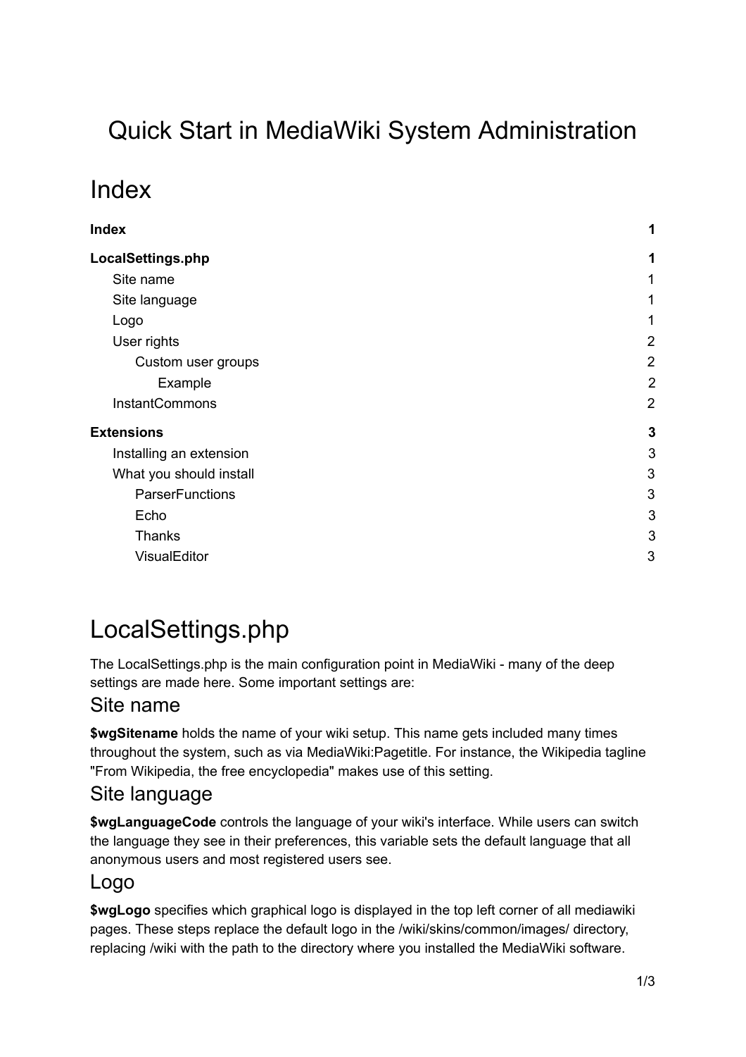# Quick Start in MediaWiki System Administration

# Index

| | |
|---|---|
| **Index** | **1** |
| **LocalSettings.php** | **1** |
| Site name | 1 |
| Site language | 1 |
| Logo | 1 |
| User rights | 2 |
| Custom user groups | 2 |
| Example | 2 |
| InstantCommons | 2 |
| **Extensions** | **3** |
| Installing an extension | 3 |
| What you should install | 3 |
| ParserFunctions | 3 |
| Echo | 3 |
| Thanks | 3 |
| VisualEditor | 3 |

# LocalSettings.php

The LocalSettings.php is the main configuration point in MediaWiki - many of the deep settings are made here. Some important settings are:

## Site name

**$wgSitename** holds the name of your wiki setup. This name gets included many times throughout the system, such as via MediaWiki:Pagetitle. For instance, the Wikipedia tagline "From Wikipedia, the free encyclopedia" makes use of this setting.

## Site language

**$wgLanguageCode** controls the language of your wiki's interface. While users can switch the language they see in their preferences, this variable sets the default language that all anonymous users and most registered users see.

## Logo

**$wgLogo** specifies which graphical logo is displayed in the top left corner of all mediawiki pages. These steps replace the default logo in the /wiki/skins/common/images/ directory, replacing /wiki with the path to the directory where you installed the MediaWiki software.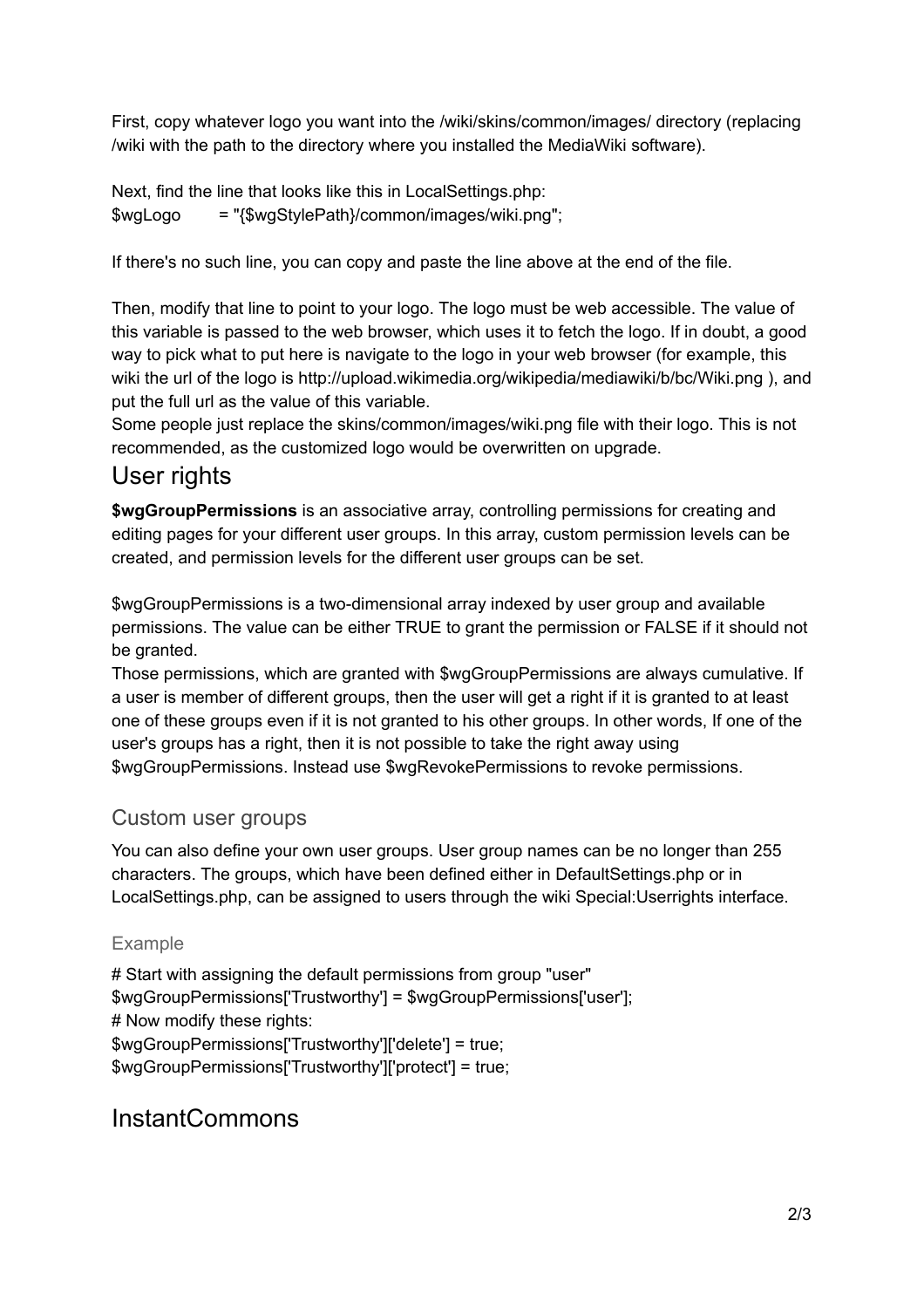First, copy whatever logo you want into the /wiki/skins/common/images/ directory (replacing /wiki with the path to the directory where you installed the MediaWiki software).

Next, find the line that looks like this in LocalSettings.php:
$wgLogo = "{$wgStylePath}/common/images/wiki.png";

If there's no such line, you can copy and paste the line above at the end of the file.

Then, modify that line to point to your logo. The logo must be web accessible. The value of this variable is passed to the web browser, which uses it to fetch the logo. If in doubt, a good way to pick what to put here is navigate to the logo in your web browser (for example, this wiki the url of the logo is http://upload.wikimedia.org/wikipedia/mediawiki/b/bc/Wiki.png ), and put the full url as the value of this variable.
Some people just replace the skins/common/images/wiki.png file with their logo. This is not recommended, as the customized logo would be overwritten on upgrade.

## User rights

**$wgGroupPermissions** is an associative array, controlling permissions for creating and editing pages for your different user groups. In this array, custom permission levels can be created, and permission levels for the different user groups can be set.

$wgGroupPermissions is a two-dimensional array indexed by user group and available permissions. The value can be either TRUE to grant the permission or FALSE if it should not be granted.
Those permissions, which are granted with $wgGroupPermissions are always cumulative. If a user is member of different groups, then the user will get a right if it is granted to at least one of these groups even if it is not granted to his other groups. In other words, If one of the user's groups has a right, then it is not possible to take the right away using $wgGroupPermissions. Instead use $wgRevokePermissions to revoke permissions.

### Custom user groups

You can also define your own user groups. User group names can be no longer than 255 characters. The groups, which have been defined either in DefaultSettings.php or in LocalSettings.php, can be assigned to users through the wiki Special:Userrights interface.

#### Example

```
# Start with assigning the default permissions from group "user"
$wgGroupPermissions['Trustworthy'] = $wgGroupPermissions['user'];
# Now modify these rights:
$wgGroupPermissions['Trustworthy']['delete'] = true;
$wgGroupPermissions['Trustworthy']['protect'] = true;
```

## InstantCommons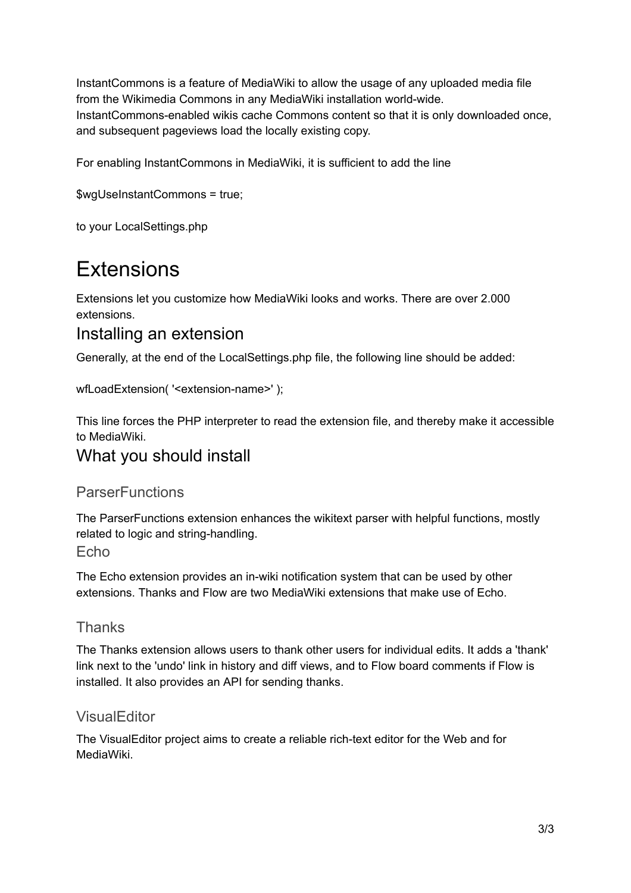InstantCommons is a feature of MediaWiki to allow the usage of any uploaded media file from the Wikimedia Commons in any MediaWiki installation world-wide. InstantCommons-enabled wikis cache Commons content so that it is only downloaded once, and subsequent pageviews load the locally existing copy.

For enabling InstantCommons in MediaWiki, it is sufficient to add the line

```
$wgUseInstantCommons = true;
```

to your LocalSettings.php

# Extensions

Extensions let you customize how MediaWiki looks and works. There are over 2.000 extensions.

## Installing an extension

Generally, at the end of the LocalSettings.php file, the following line should be added:

```
wfLoadExtension( '<extension-name>' );
```

This line forces the PHP interpreter to read the extension file, and thereby make it accessible to MediaWiki.

## What you should install

### ParserFunctions

The ParserFunctions extension enhances the wikitext parser with helpful functions, mostly related to logic and string-handling.

### Echo

The Echo extension provides an in-wiki notification system that can be used by other extensions. Thanks and Flow are two MediaWiki extensions that make use of Echo.

### Thanks

The Thanks extension allows users to thank other users for individual edits. It adds a 'thank' link next to the 'undo' link in history and diff views, and to Flow board comments if Flow is installed. It also provides an API for sending thanks.

### VisualEditor

The VisualEditor project aims to create a reliable rich-text editor for the Web and for MediaWiki.